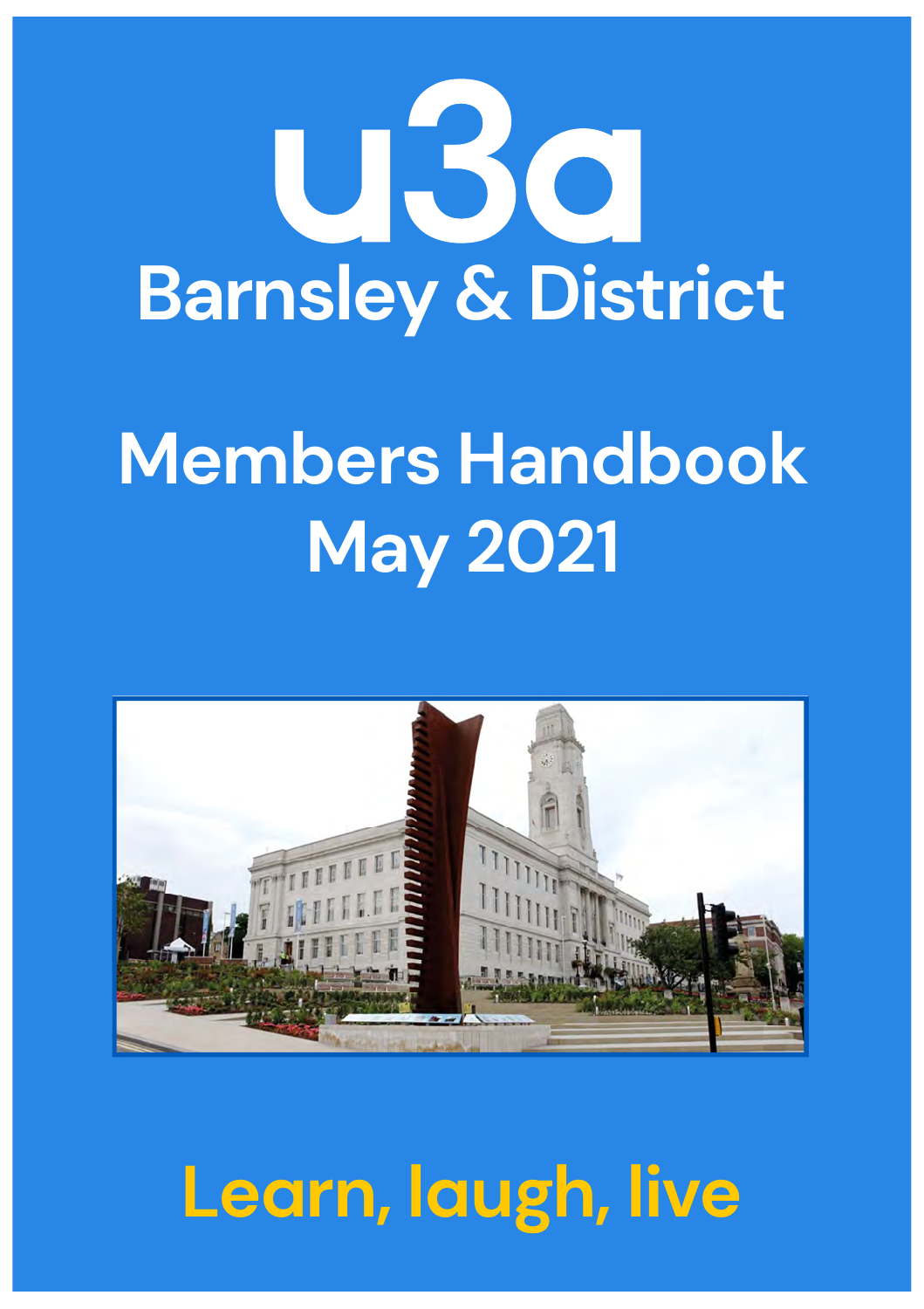# u3a

## Barnsley & District

# Members Handbook
# May 2021

**Learn, laugh, live**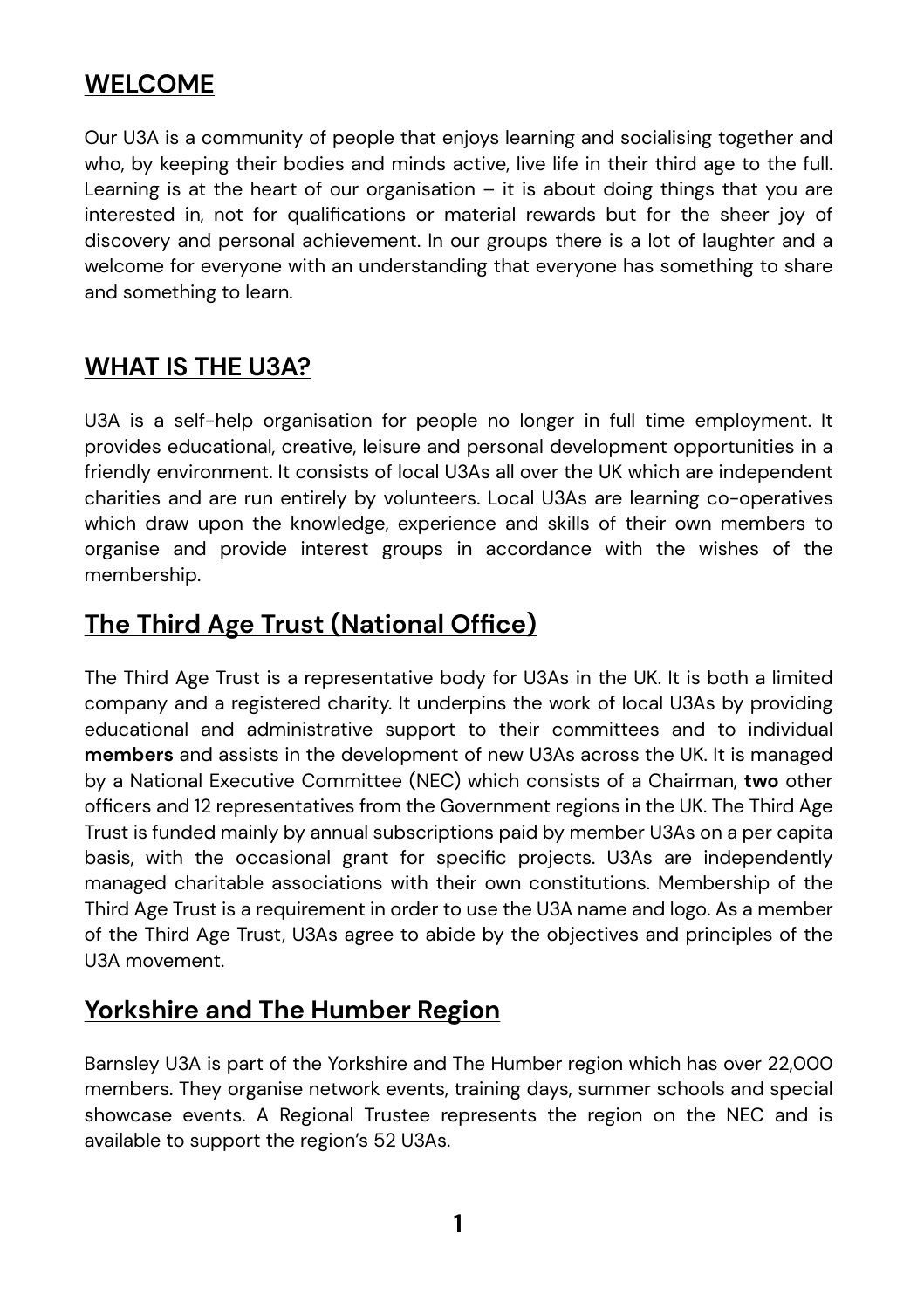## WELCOME

Our U3A is a community of people that enjoys learning and socialising together and who, by keeping their bodies and minds active, live life in their third age to the full. Learning is at the heart of our organisation – it is about doing things that you are interested in, not for qualifications or material rewards but for the sheer joy of discovery and personal achievement. In our groups there is a lot of laughter and a welcome for everyone with an understanding that everyone has something to share and something to learn.

## WHAT IS THE U3A?

U3A is a self-help organisation for people no longer in full time employment. It provides educational, creative, leisure and personal development opportunities in a friendly environment. It consists of local U3As all over the UK which are independent charities and are run entirely by volunteers. Local U3As are learning co-operatives which draw upon the knowledge, experience and skills of their own members to organise and provide interest groups in accordance with the wishes of the membership.

## The Third Age Trust (National Office)

The Third Age Trust is a representative body for U3As in the UK. It is both a limited company and a registered charity. It underpins the work of local U3As by providing educational and administrative support to their committees and to individual **members** and assists in the development of new U3As across the UK. It is managed by a National Executive Committee (NEC) which consists of a Chairman, **two** other officers and 12 representatives from the Government regions in the UK. The Third Age Trust is funded mainly by annual subscriptions paid by member U3As on a per capita basis, with the occasional grant for specific projects. U3As are independently managed charitable associations with their own constitutions. Membership of the Third Age Trust is a requirement in order to use the U3A name and logo. As a member of the Third Age Trust, U3As agree to abide by the objectives and principles of the U3A movement.

## Yorkshire and The Humber Region

Barnsley U3A is part of the Yorkshire and The Humber region which has over 22,000 members. They organise network events, training days, summer schools and special showcase events. A Regional Trustee represents the region on the NEC and is available to support the region's 52 U3As.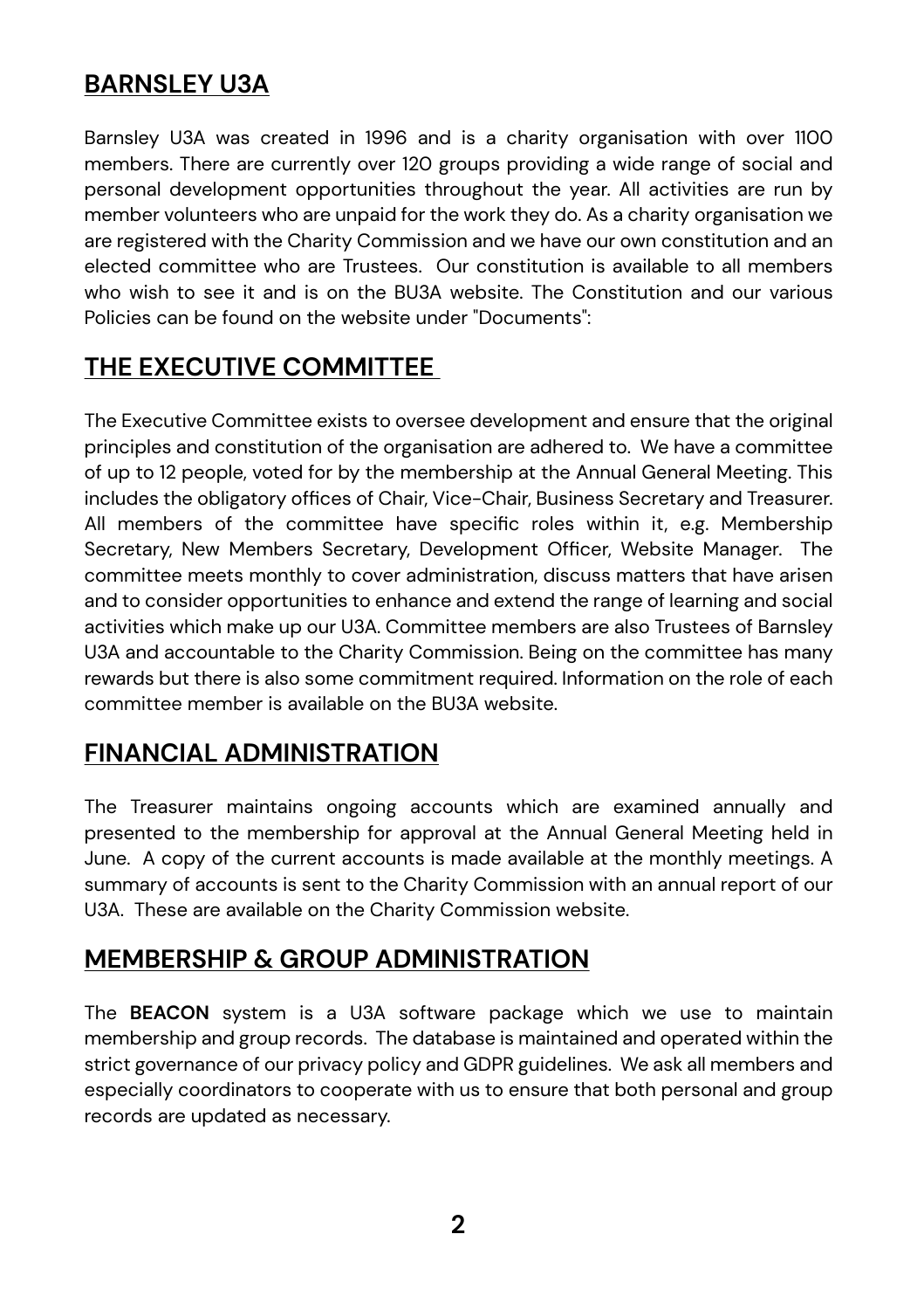## BARNSLEY U3A

Barnsley U3A was created in 1996 and is a charity organisation with over 1100 members. There are currently over 120 groups providing a wide range of social and personal development opportunities throughout the year. All activities are run by member volunteers who are unpaid for the work they do. As a charity organisation we are registered with the Charity Commission and we have our own constitution and an elected committee who are Trustees. Our constitution is available to all members who wish to see it and is on the BU3A website. The Constitution and our various Policies can be found on the website under "Documents":

## THE EXECUTIVE COMMITTEE

The Executive Committee exists to oversee development and ensure that the original principles and constitution of the organisation are adhered to. We have a committee of up to 12 people, voted for by the membership at the Annual General Meeting. This includes the obligatory offices of Chair, Vice-Chair, Business Secretary and Treasurer. All members of the committee have specific roles within it, e.g. Membership Secretary, New Members Secretary, Development Officer, Website Manager. The committee meets monthly to cover administration, discuss matters that have arisen and to consider opportunities to enhance and extend the range of learning and social activities which make up our U3A. Committee members are also Trustees of Barnsley U3A and accountable to the Charity Commission. Being on the committee has many rewards but there is also some commitment required. Information on the role of each committee member is available on the BU3A website.

## FINANCIAL ADMINISTRATION

The Treasurer maintains ongoing accounts which are examined annually and presented to the membership for approval at the Annual General Meeting held in June. A copy of the current accounts is made available at the monthly meetings. A summary of accounts is sent to the Charity Commission with an annual report of our U3A. These are available on the Charity Commission website.

## MEMBERSHIP & GROUP ADMINISTRATION

The **BEACON** system is a U3A software package which we use to maintain membership and group records. The database is maintained and operated within the strict governance of our privacy policy and GDPR guidelines. We ask all members and especially coordinators to cooperate with us to ensure that both personal and group records are updated as necessary.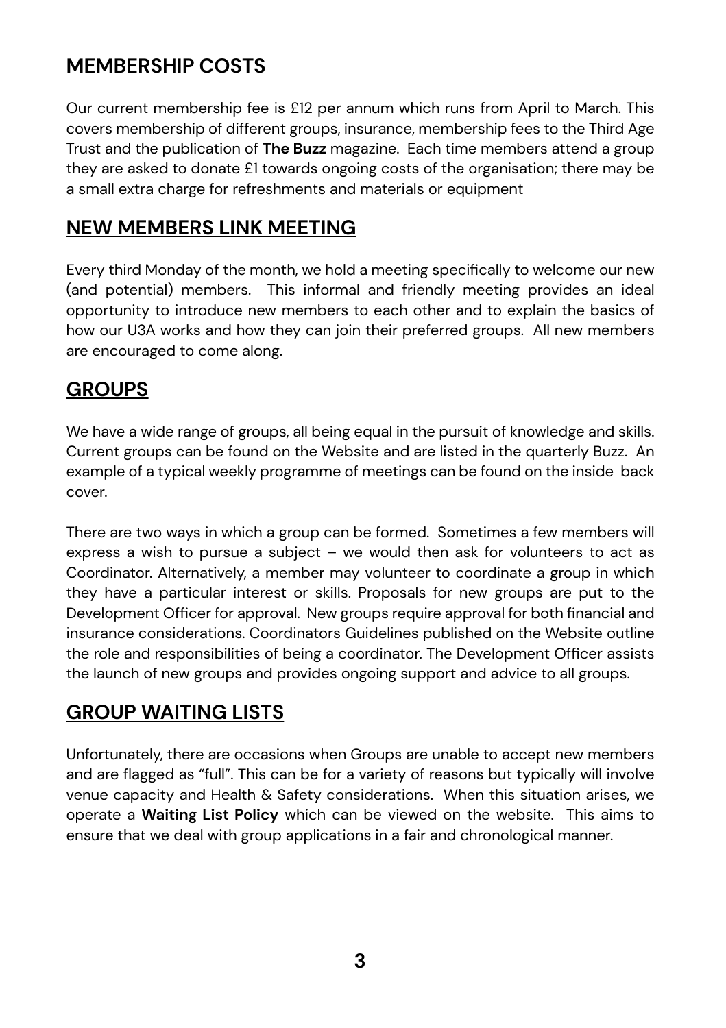## MEMBERSHIP COSTS

Our current membership fee is £12 per annum which runs from April to March. This covers membership of different groups, insurance, membership fees to the Third Age Trust and the publication of **The Buzz** magazine. Each time members attend a group they are asked to donate £1 towards ongoing costs of the organisation; there may be a small extra charge for refreshments and materials or equipment

## NEW MEMBERS LINK MEETING

Every third Monday of the month, we hold a meeting specifically to welcome our new (and potential) members. This informal and friendly meeting provides an ideal opportunity to introduce new members to each other and to explain the basics of how our U3A works and how they can join their preferred groups. All new members are encouraged to come along.

## GROUPS

We have a wide range of groups, all being equal in the pursuit of knowledge and skills. Current groups can be found on the Website and are listed in the quarterly Buzz. An example of a typical weekly programme of meetings can be found on the inside back cover.

There are two ways in which a group can be formed. Sometimes a few members will express a wish to pursue a subject – we would then ask for volunteers to act as Coordinator. Alternatively, a member may volunteer to coordinate a group in which they have a particular interest or skills. Proposals for new groups are put to the Development Officer for approval. New groups require approval for both financial and insurance considerations. Coordinators Guidelines published on the Website outline the role and responsibilities of being a coordinator. The Development Officer assists the launch of new groups and provides ongoing support and advice to all groups.

## GROUP WAITING LISTS

Unfortunately, there are occasions when Groups are unable to accept new members and are flagged as "full". This can be for a variety of reasons but typically will involve venue capacity and Health & Safety considerations. When this situation arises, we operate a **Waiting List Policy** which can be viewed on the website. This aims to ensure that we deal with group applications in a fair and chronological manner.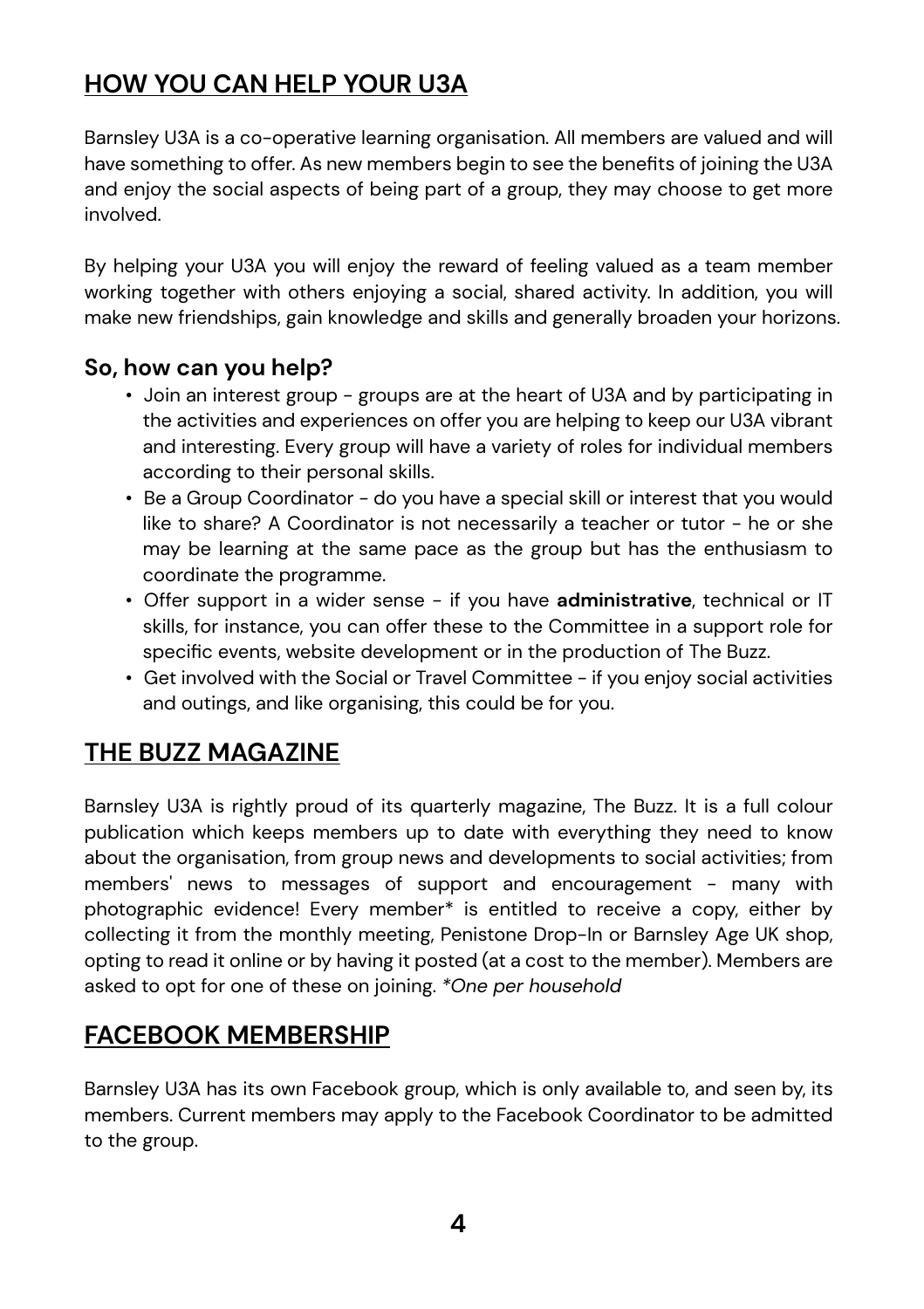## HOW YOU CAN HELP YOUR U3A

Barnsley U3A is a co-operative learning organisation. All members are valued and will have something to offer. As new members begin to see the benefits of joining the U3A and enjoy the social aspects of being part of a group, they may choose to get more involved.

By helping your U3A you will enjoy the reward of feeling valued as a team member working together with others enjoying a social, shared activity. In addition, you will make new friendships, gain knowledge and skills and generally broaden your horizons.

### So, how can you help?

- Join an interest group - groups are at the heart of U3A and by participating in the activities and experiences on offer you are helping to keep our U3A vibrant and interesting. Every group will have a variety of roles for individual members according to their personal skills.
- Be a Group Coordinator - do you have a special skill or interest that you would like to share? A Coordinator is not necessarily a teacher or tutor - he or she may be learning at the same pace as the group but has the enthusiasm to coordinate the programme.
- Offer support in a wider sense - if you have **administrative**, technical or IT skills, for instance, you can offer these to the Committee in a support role for specific events, website development or in the production of The Buzz.
- Get involved with the Social or Travel Committee - if you enjoy social activities and outings, and like organising, this could be for you.

## THE BUZZ MAGAZINE

Barnsley U3A is rightly proud of its quarterly magazine, The Buzz. It is a full colour publication which keeps members up to date with everything they need to know about the organisation, from group news and developments to social activities; from members' news to messages of support and encouragement - many with photographic evidence! Every member* is entitled to receive a copy, either by collecting it from the monthly meeting, Penistone Drop-In or Barnsley Age UK shop, opting to read it online or by having it posted (at a cost to the member). Members are asked to opt for one of these on joining. *\*One per household*

## FACEBOOK MEMBERSHIP

Barnsley U3A has its own Facebook group, which is only available to, and seen by, its members. Current members may apply to the Facebook Coordinator to be admitted to the group.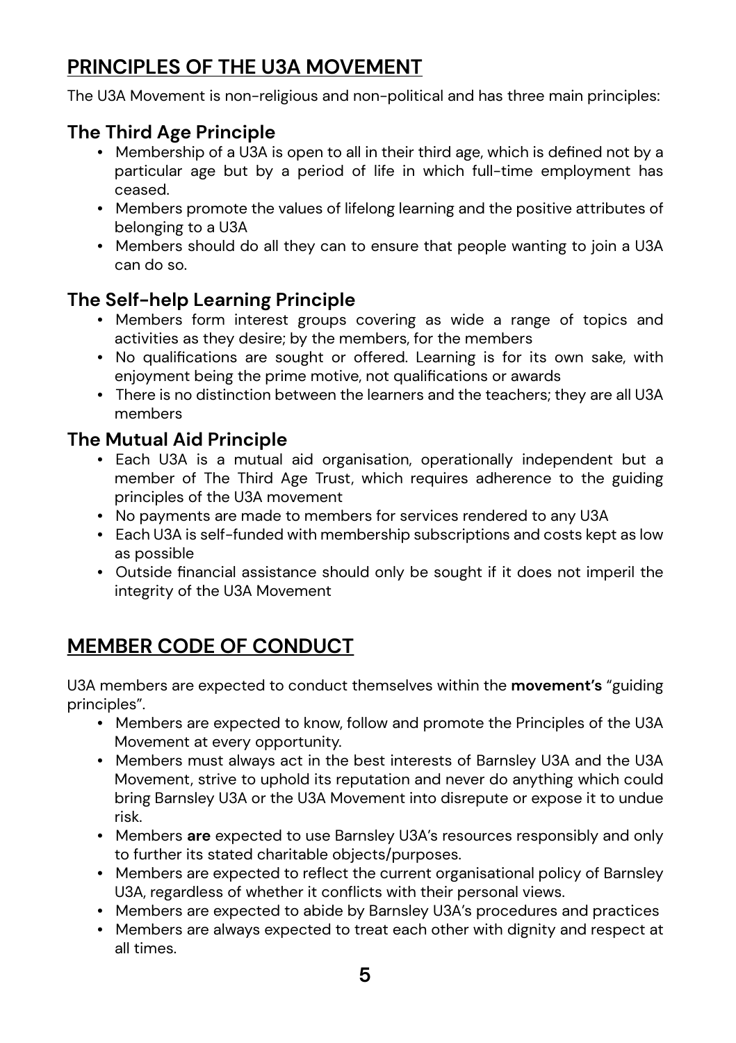## PRINCIPLES OF THE U3A MOVEMENT

The U3A Movement is non-religious and non-political and has three main principles:

### The Third Age Principle

- Membership of a U3A is open to all in their third age, which is defined not by a particular age but by a period of life in which full-time employment has ceased.
- Members promote the values of lifelong learning and the positive attributes of belonging to a U3A
- Members should do all they can to ensure that people wanting to join a U3A can do so.

### The Self-help Learning Principle

- Members form interest groups covering as wide a range of topics and activities as they desire; by the members, for the members
- No qualifications are sought or offered. Learning is for its own sake, with enjoyment being the prime motive, not qualifications or awards
- There is no distinction between the learners and the teachers; they are all U3A members

### The Mutual Aid Principle

- Each U3A is a mutual aid organisation, operationally independent but a member of The Third Age Trust, which requires adherence to the guiding principles of the U3A movement
- No payments are made to members for services rendered to any U3A
- Each U3A is self-funded with membership subscriptions and costs kept as low as possible
- Outside financial assistance should only be sought if it does not imperil the integrity of the U3A Movement

## MEMBER CODE OF CONDUCT

U3A members are expected to conduct themselves within the **movement's** "guiding principles".

- Members are expected to know, follow and promote the Principles of the U3A Movement at every opportunity.
- Members must always act in the best interests of Barnsley U3A and the U3A Movement, strive to uphold its reputation and never do anything which could bring Barnsley U3A or the U3A Movement into disrepute or expose it to undue risk.
- Members **are** expected to use Barnsley U3A's resources responsibly and only to further its stated charitable objects/purposes.
- Members are expected to reflect the current organisational policy of Barnsley U3A, regardless of whether it conflicts with their personal views.
- Members are expected to abide by Barnsley U3A's procedures and practices
- Members are always expected to treat each other with dignity and respect at all times.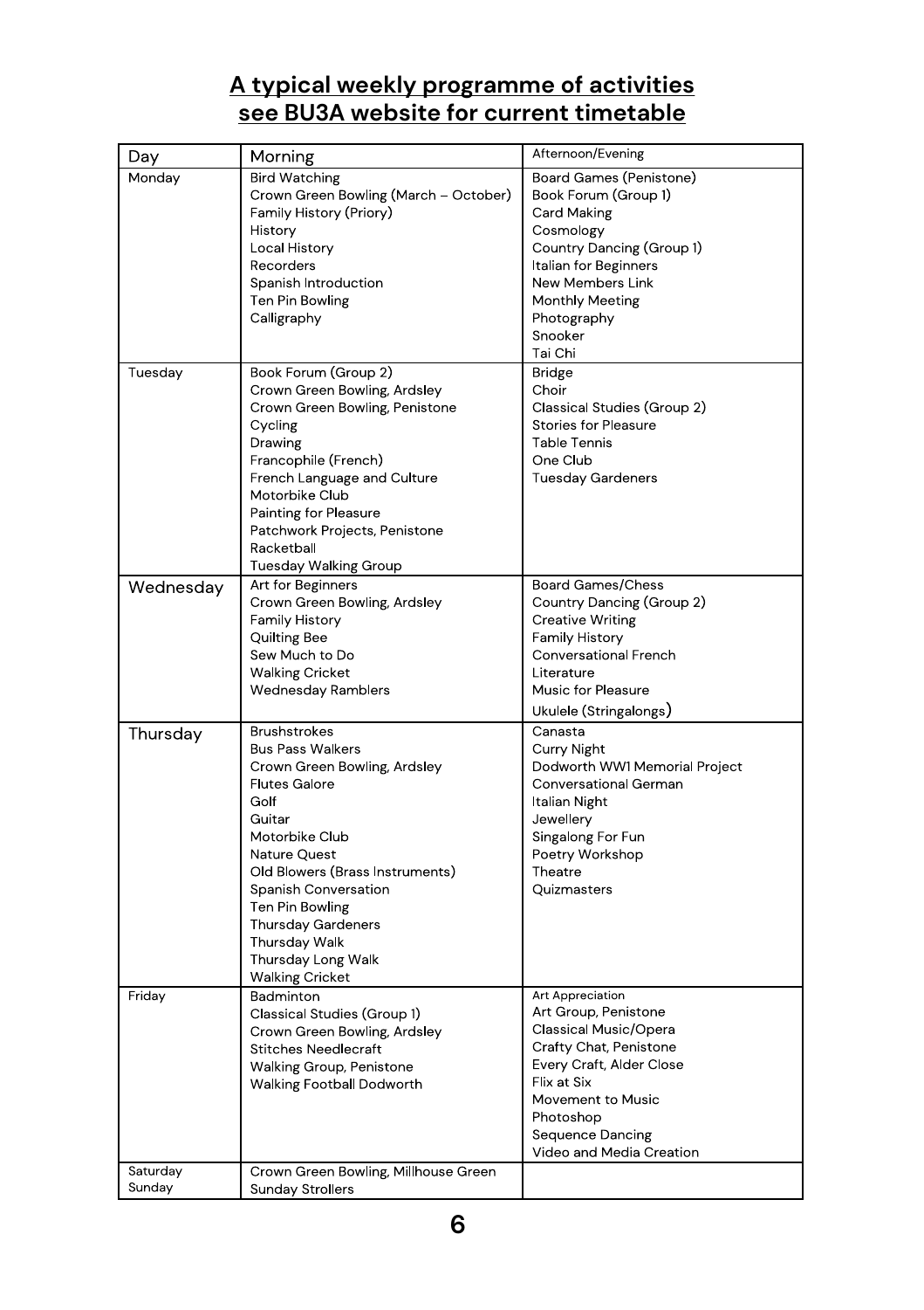## A typical weekly programme of activities see BU3A website for current timetable

| Day | Morning | Afternoon/Evening |
| --- | --- | --- |
| Monday | Bird Watching<br>Crown Green Bowling (March – October)<br>Family History (Priory)<br>History<br>Local History<br>Recorders<br>Spanish Introduction<br>Ten Pin Bowling<br>Calligraphy | Board Games (Penistone)<br>Book Forum (Group 1)<br>Card Making<br>Cosmology<br>Country Dancing (Group 1)<br>Italian for Beginners<br>New Members Link<br>Monthly Meeting<br>Photography<br>Snooker<br>Tai Chi |
| Tuesday | Book Forum (Group 2)<br>Crown Green Bowling, Ardsley<br>Crown Green Bowling, Penistone<br>Cycling<br>Drawing<br>Francophile (French)<br>French Language and Culture<br>Motorbike Club<br>Painting for Pleasure<br>Patchwork Projects, Penistone<br>Racketball<br>Tuesday Walking Group | Bridge<br>Choir<br>Classical Studies (Group 2)<br>Stories for Pleasure<br>Table Tennis<br>One Club<br>Tuesday Gardeners |
| Wednesday | Art for Beginners<br>Crown Green Bowling, Ardsley<br>Family History<br>Quilting Bee<br>Sew Much to Do<br>Walking Cricket<br>Wednesday Ramblers | Board Games/Chess<br>Country Dancing (Group 2)<br>Creative Writing<br>Family History<br>Conversational French<br>Literature<br>Music for Pleasure<br>Ukulele (Stringalongs) |
| Thursday | Brushstrokes<br>Bus Pass Walkers<br>Crown Green Bowling, Ardsley<br>Flutes Galore<br>Golf<br>Guitar<br>Motorbike Club<br>Nature Quest<br>Old Blowers (Brass Instruments)<br>Spanish Conversation<br>Ten Pin Bowling<br>Thursday Gardeners<br>Thursday Walk<br>Thursday Long Walk<br>Walking Cricket | Canasta<br>Curry Night<br>Dodworth WW1 Memorial Project<br>Conversational German<br>Italian Night<br>Jewellery<br>Singalong For Fun<br>Poetry Workshop<br>Theatre<br>Quizmasters |
| Friday | Badminton<br>Classical Studies (Group 1)<br>Crown Green Bowling, Ardsley<br>Stitches Needlecraft<br>Walking Group, Penistone<br>Walking Football Dodworth | Art Appreciation<br>Art Group, Penistone<br>Classical Music/Opera<br>Crafty Chat, Penistone<br>Every Craft, Alder Close<br>Flix at Six<br>Movement to Music<br>Photoshop<br>Sequence Dancing<br>Video and Media Creation |
| Saturday<br>Sunday | Crown Green Bowling, Millhouse Green<br>Sunday Strollers | |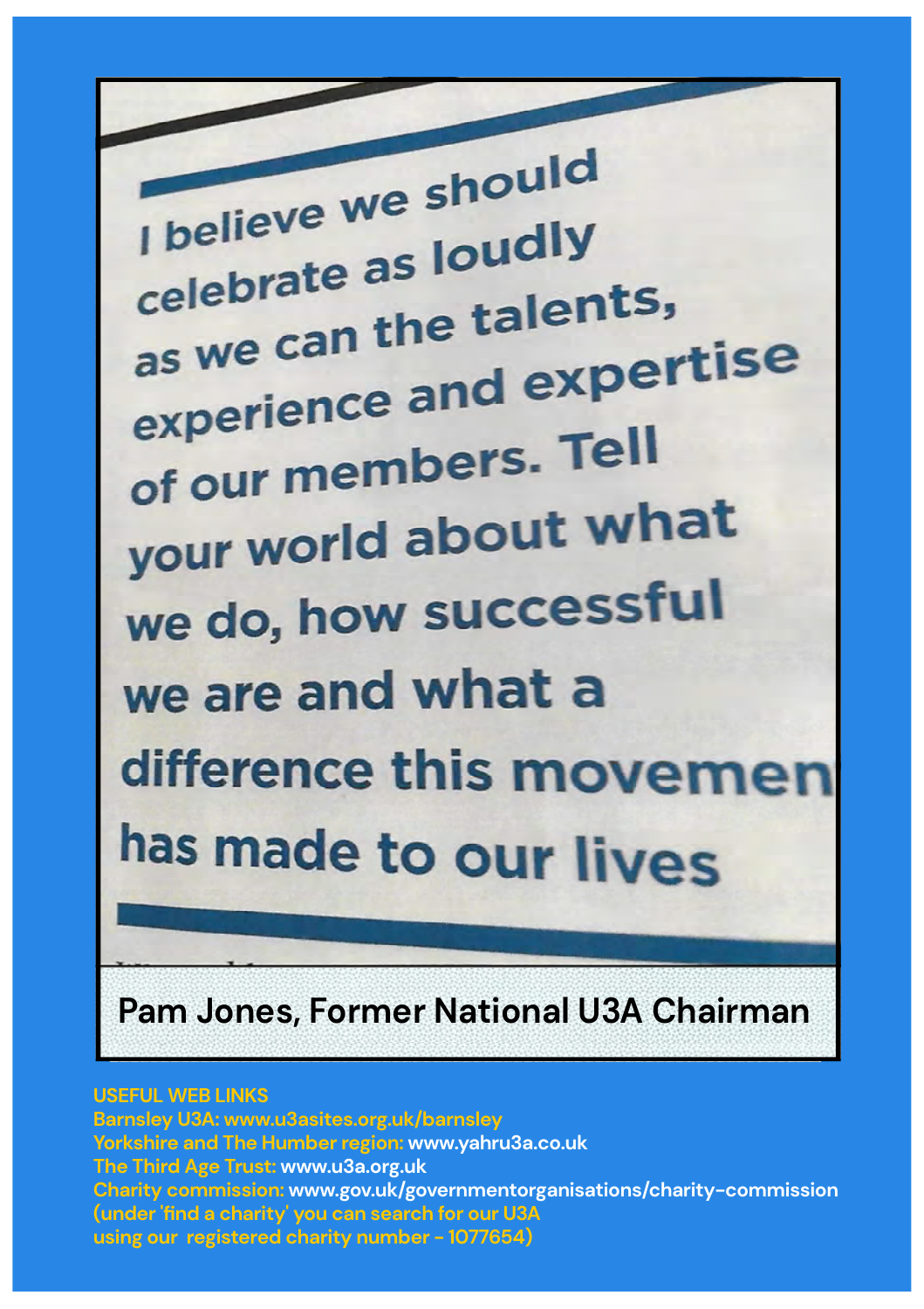I believe we should celebrate as loudly as we can the talents, experience and expertise of our members. Tell your world about what we do, how successful we are and what a difference this movement has made to our lives

**Pam Jones, Former National U3A Chairman**

**USEFUL WEB LINKS**

**Barnsley U3A: www.u3asites.org.uk/barnsley**
**Yorkshire and The Humber region: www.yahru3a.co.uk**
**The Third Age Trust: www.u3a.org.uk**
**Charity commission: www.gov.uk/governmentorganisations/charity-commission**
**(under 'find a charity' you can search for our U3A using our registered charity number - 1077654)**